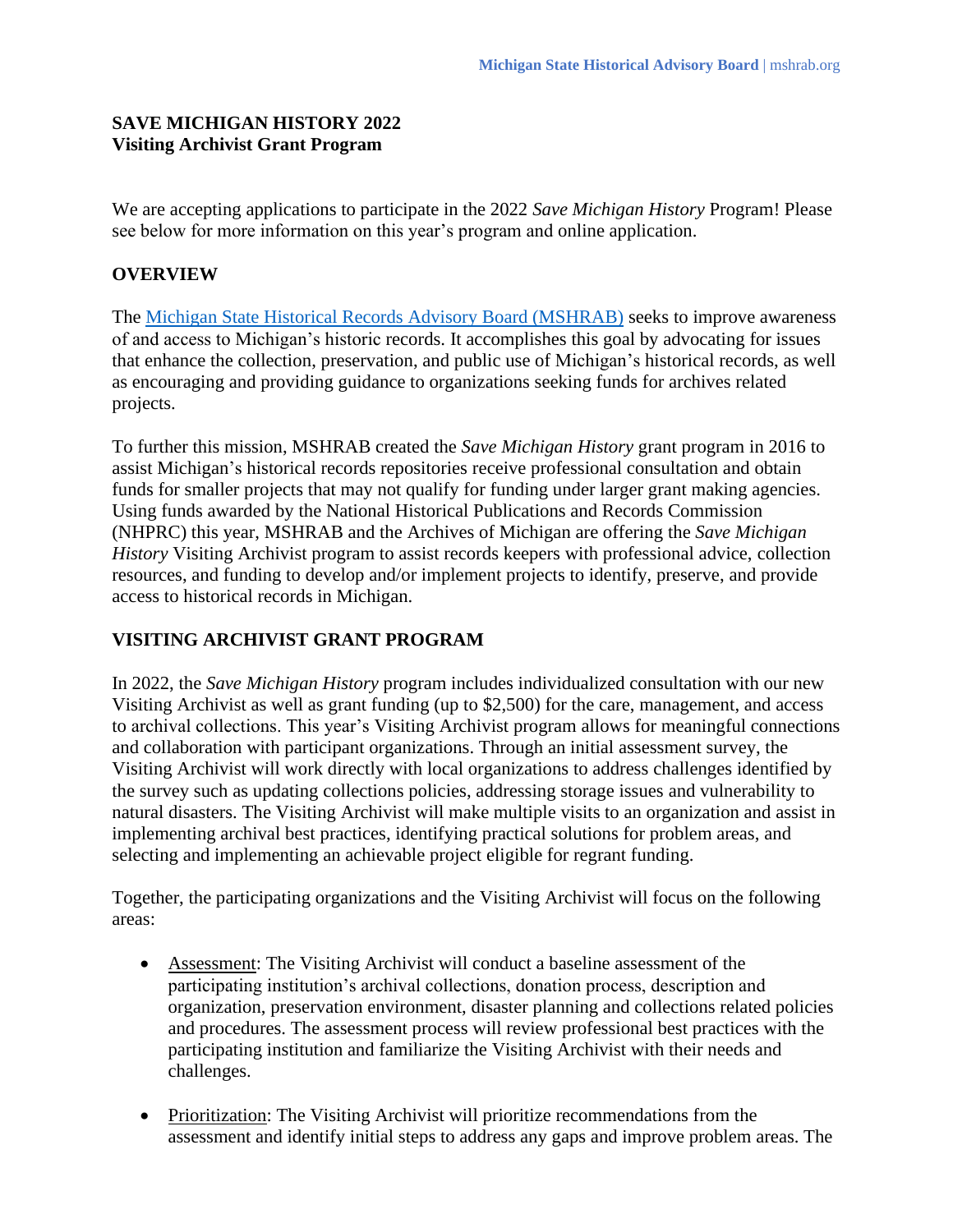**SAVE MICHIGAN HISTORY 2022**
**Visiting Archivist Grant Program**

We are accepting applications to participate in the 2022 *Save Michigan History* Program! Please see below for more information on this year's program and online application.

## OVERVIEW

The [Michigan State Historical Records Advisory Board (MSHRAB)](https://mshrab.org) seeks to improve awareness of and access to Michigan's historic records. It accomplishes this goal by advocating for issues that enhance the collection, preservation, and public use of Michigan's historical records, as well as encouraging and providing guidance to organizations seeking funds for archives related projects.

To further this mission, MSHRAB created the *Save Michigan History* grant program in 2016 to assist Michigan's historical records repositories receive professional consultation and obtain funds for smaller projects that may not qualify for funding under larger grant making agencies. Using funds awarded by the National Historical Publications and Records Commission (NHPRC) this year, MSHRAB and the Archives of Michigan are offering the *Save Michigan History* Visiting Archivist program to assist records keepers with professional advice, collection resources, and funding to develop and/or implement projects to identify, preserve, and provide access to historical records in Michigan.

## VISITING ARCHIVIST GRANT PROGRAM

In 2022, the *Save Michigan History* program includes individualized consultation with our new Visiting Archivist as well as grant funding (up to $2,500) for the care, management, and access to archival collections. This year's Visiting Archivist program allows for meaningful connections and collaboration with participant organizations. Through an initial assessment survey, the Visiting Archivist will work directly with local organizations to address challenges identified by the survey such as updating collections policies, addressing storage issues and vulnerability to natural disasters. The Visiting Archivist will make multiple visits to an organization and assist in implementing archival best practices, identifying practical solutions for problem areas, and selecting and implementing an achievable project eligible for regrant funding.

Together, the participating organizations and the Visiting Archivist will focus on the following areas:

- Assessment: The Visiting Archivist will conduct a baseline assessment of the participating institution's archival collections, donation process, description and organization, preservation environment, disaster planning and collections related policies and procedures. The assessment process will review professional best practices with the participating institution and familiarize the Visiting Archivist with their needs and challenges.

- Prioritization: The Visiting Archivist will prioritize recommendations from the assessment and identify initial steps to address any gaps and improve problem areas. The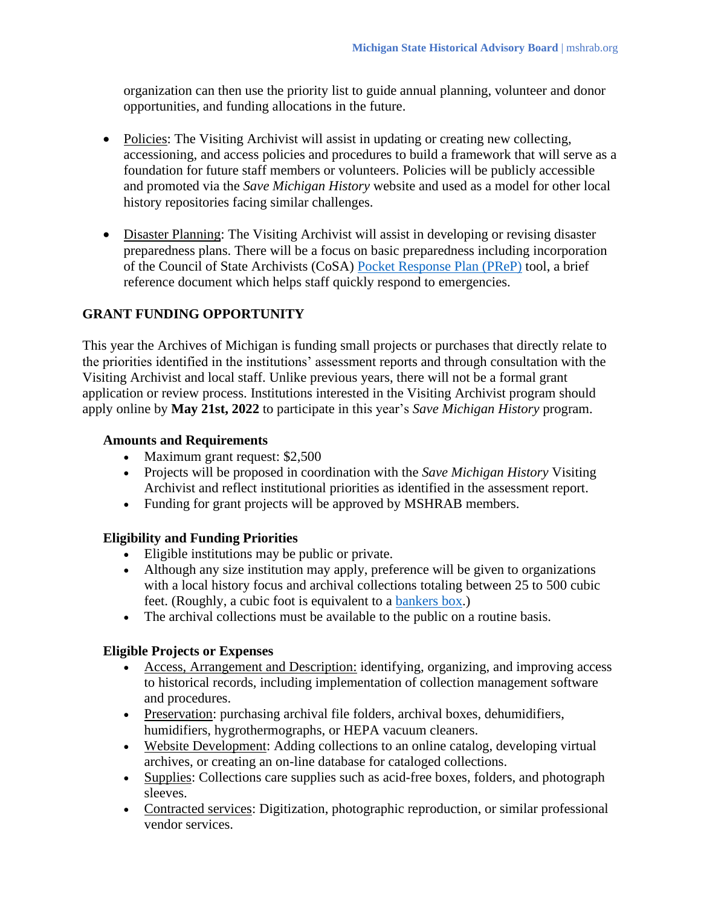organization can then use the priority list to guide annual planning, volunteer and donor opportunities, and funding allocations in the future.

- Policies: The Visiting Archivist will assist in updating or creating new collecting, accessioning, and access policies and procedures to build a framework that will serve as a foundation for future staff members or volunteers. Policies will be publicly accessible and promoted via the *Save Michigan History* website and used as a model for other local history repositories facing similar challenges.

- Disaster Planning: The Visiting Archivist will assist in developing or revising disaster preparedness plans. There will be a focus on basic preparedness including incorporation of the Council of State Archivists (CoSA) Pocket Response Plan (PReP) tool, a brief reference document which helps staff quickly respond to emergencies.

## GRANT FUNDING OPPORTUNITY

This year the Archives of Michigan is funding small projects or purchases that directly relate to the priorities identified in the institutions' assessment reports and through consultation with the Visiting Archivist and local staff. Unlike previous years, there will not be a formal grant application or review process. Institutions interested in the Visiting Archivist program should apply online by **May 21st, 2022** to participate in this year's *Save Michigan History* program.

### Amounts and Requirements

- Maximum grant request: $2,500
- Projects will be proposed in coordination with the *Save Michigan History* Visiting Archivist and reflect institutional priorities as identified in the assessment report.
- Funding for grant projects will be approved by MSHRAB members.

### Eligibility and Funding Priorities

- Eligible institutions may be public or private.
- Although any size institution may apply, preference will be given to organizations with a local history focus and archival collections totaling between 25 to 500 cubic feet. (Roughly, a cubic foot is equivalent to a bankers box.)
- The archival collections must be available to the public on a routine basis.

### Eligible Projects or Expenses

- Access, Arrangement and Description: identifying, organizing, and improving access to historical records, including implementation of collection management software and procedures.
- Preservation: purchasing archival file folders, archival boxes, dehumidifiers, humidifiers, hygrothermographs, or HEPA vacuum cleaners.
- Website Development: Adding collections to an online catalog, developing virtual archives, or creating an on-line database for cataloged collections.
- Supplies: Collections care supplies such as acid-free boxes, folders, and photograph sleeves.
- Contracted services: Digitization, photographic reproduction, or similar professional vendor services.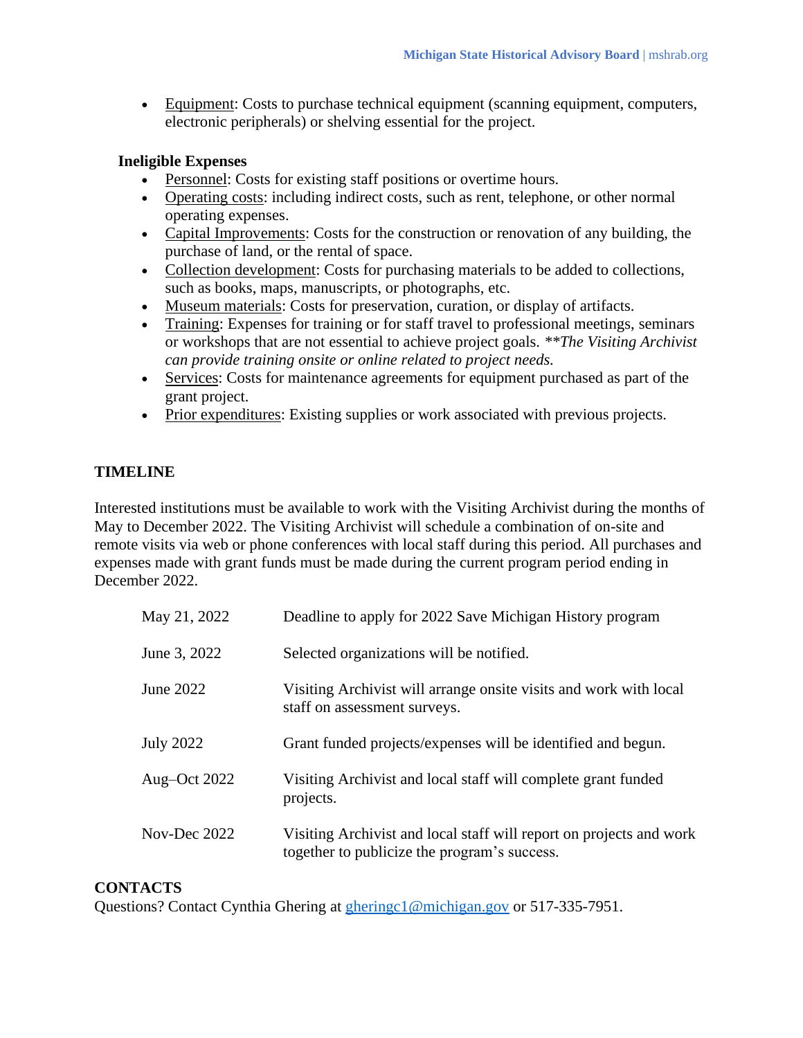- Equipment: Costs to purchase technical equipment (scanning equipment, computers, electronic peripherals) or shelving essential for the project.

**Ineligible Expenses**

- Personnel: Costs for existing staff positions or overtime hours.
- Operating costs: including indirect costs, such as rent, telephone, or other normal operating expenses.
- Capital Improvements: Costs for the construction or renovation of any building, the purchase of land, or the rental of space.
- Collection development: Costs for purchasing materials to be added to collections, such as books, maps, manuscripts, or photographs, etc.
- Museum materials: Costs for preservation, curation, or display of artifacts.
- Training: Expenses for training or for staff travel to professional meetings, seminars or workshops that are not essential to achieve project goals. *\*\*The Visiting Archivist can provide training onsite or online related to project needs.*
- Services: Costs for maintenance agreements for equipment purchased as part of the grant project.
- Prior expenditures: Existing supplies or work associated with previous projects.

## TIMELINE

Interested institutions must be available to work with the Visiting Archivist during the months of May to December 2022. The Visiting Archivist will schedule a combination of on-site and remote visits via web or phone conferences with local staff during this period. All purchases and expenses made with grant funds must be made during the current program period ending in December 2022.

| | |
|---|---|
| May 21, 2022 | Deadline to apply for 2022 Save Michigan History program |
| June 3, 2022 | Selected organizations will be notified. |
| June 2022 | Visiting Archivist will arrange onsite visits and work with local staff on assessment surveys. |
| July 2022 | Grant funded projects/expenses will be identified and begun. |
| Aug–Oct 2022 | Visiting Archivist and local staff will complete grant funded projects. |
| Nov-Dec 2022 | Visiting Archivist and local staff will report on projects and work together to publicize the program's success. |

## CONTACTS

Questions? Contact Cynthia Ghering at gheringc1@michigan.gov or 517-335-7951.